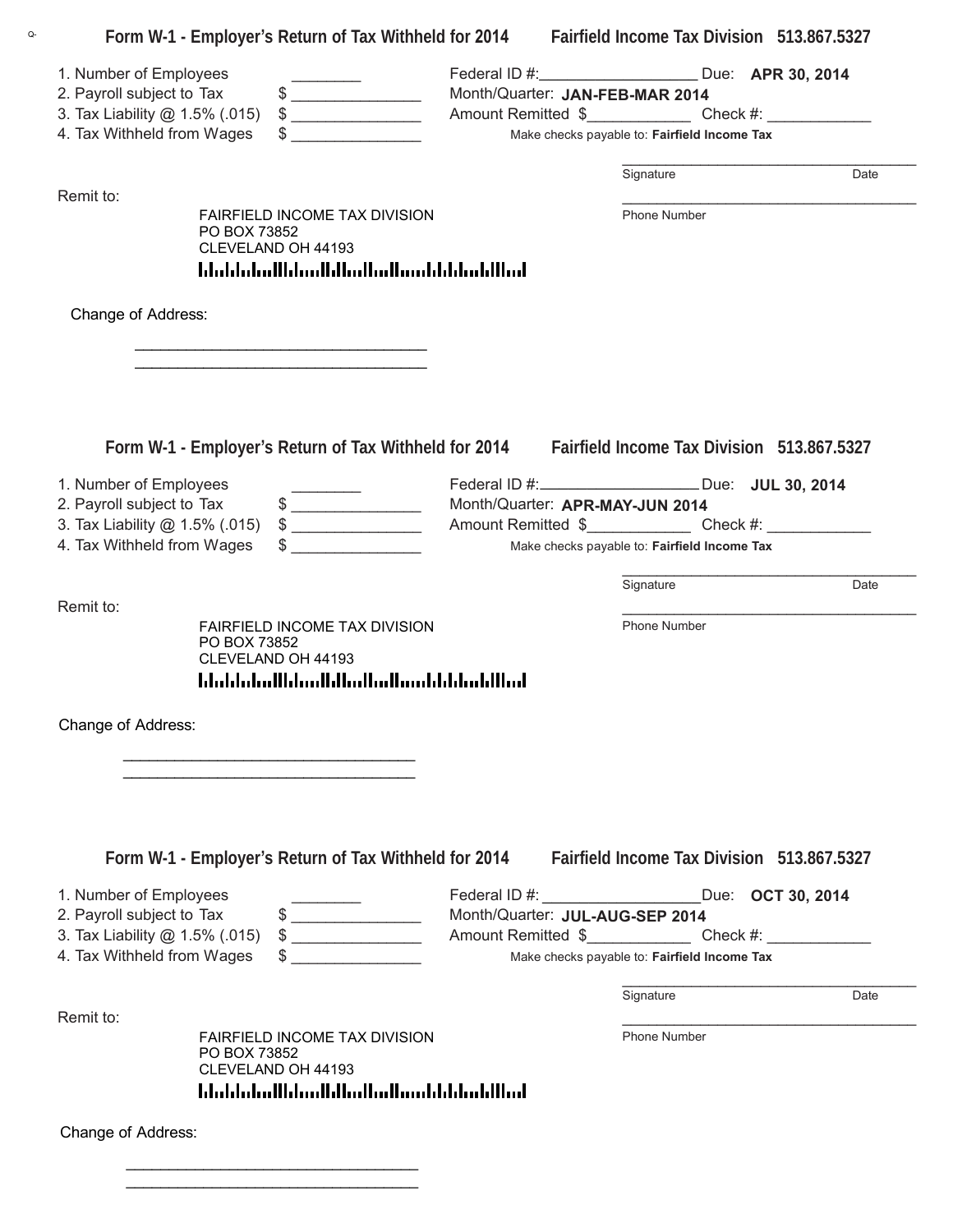## Form W-1 - Employer's Return of Tax Withheld for 2014 — Fairfield Income Tax Division 513.867.5327

1. Number of Employees ________
2. Payroll subject to Tax $ _______________
3. Tax Liability @ 1.5% (.015) $ _______________
4. Tax Withheld from Wages $ _______________

Federal ID #:__________________ Due: **APR 30, 2014**

Month/Quarter: **JAN-FEB-MAR 2014**

Amount Remitted $____________ Check #: ____________

Make checks payable to: **Fairfield Income Tax**

_____________________________________

Signature Date

_____________________________________

Phone Number

Remit to:

FAIRFIELD INCOME TAX DIVISION
PO BOX 73852
CLEVELAND OH 44193

Change of Address:

___________________________________
___________________________________

## Form W-1 - Employer's Return of Tax Withheld for 2014 — Fairfield Income Tax Division 513.867.5327

1. Number of Employees ________
2. Payroll subject to Tax $ _______________
3. Tax Liability @ 1.5% (.015) $ _______________
4. Tax Withheld from Wages $ _______________

Federal ID #:__________________ Due: **JUL 30, 2014**

Month/Quarter: **APR-MAY-JUN 2014**

Amount Remitted $____________ Check #: ____________

Make checks payable to: **Fairfield Income Tax**

_____________________________________

Signature Date

_____________________________________

Phone Number

Remit to:

FAIRFIELD INCOME TAX DIVISION
PO BOX 73852
CLEVELAND OH 44193

Change of Address:

___________________________________
___________________________________

## Form W-1 - Employer's Return of Tax Withheld for 2014 — Fairfield Income Tax Division 513.867.5327

1. Number of Employees ________
2. Payroll subject to Tax $ _______________
3. Tax Liability @ 1.5% (.015) $ _______________
4. Tax Withheld from Wages $ _______________

Federal ID #: __________________Due: **OCT 30, 2014**

Month/Quarter: **JUL-AUG-SEP 2014**

Amount Remitted $____________ Check #: ____________

Make checks payable to: **Fairfield Income Tax**

_____________________________________

Signature Date

_____________________________________

Phone Number

Remit to:

FAIRFIELD INCOME TAX DIVISION
PO BOX 73852
CLEVELAND OH 44193

Change of Address:

___________________________________
___________________________________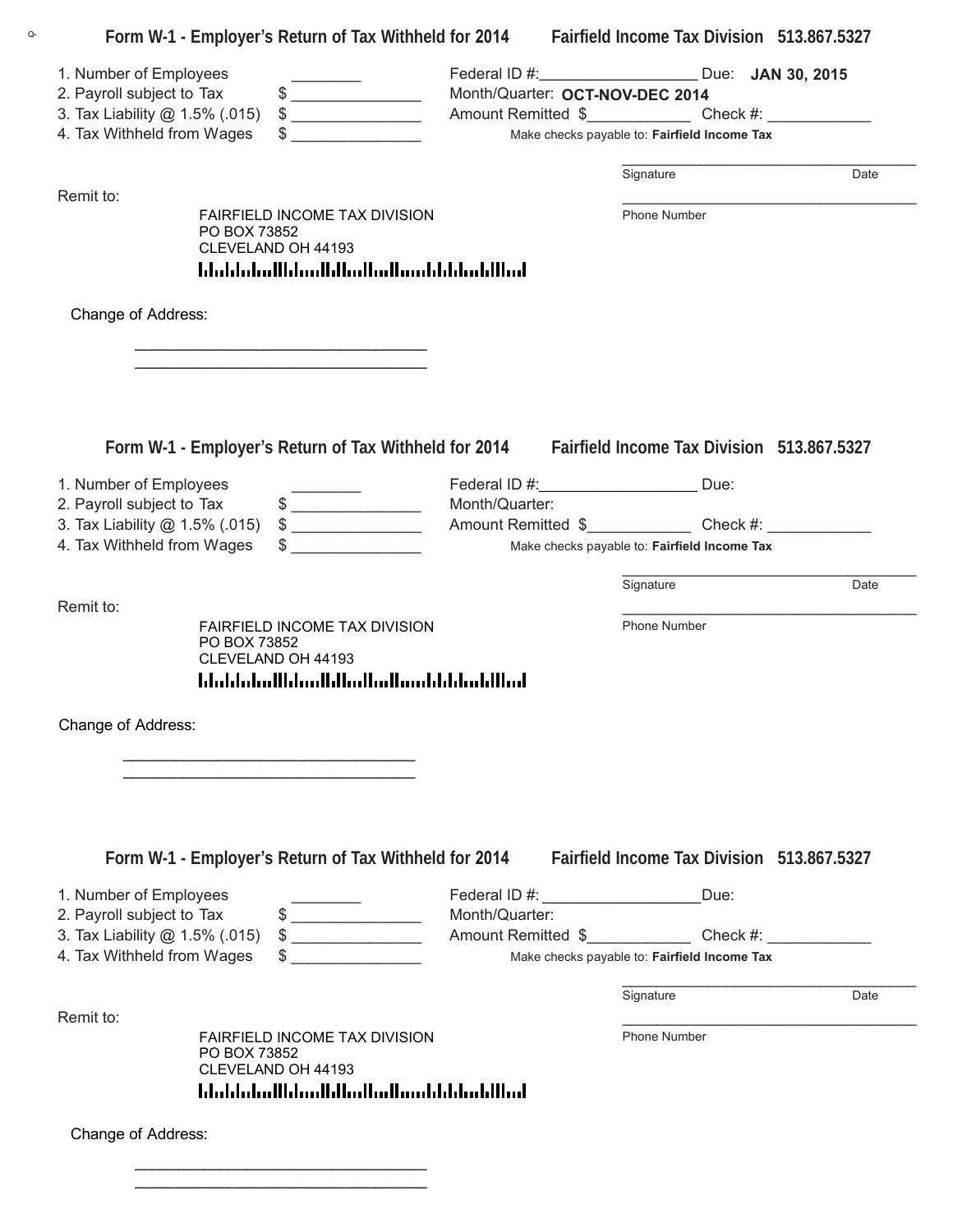## Form W-1 - Employer's Return of Tax Withheld for 2014 — Fairfield Income Tax Division 513.867.5327

1. Number of Employees ________
2. Payroll subject to Tax $ _______________
3. Tax Liability @ 1.5% (.015) $ _______________
4. Tax Withheld from Wages $ _______________

Federal ID #:__________________ Due: **JAN 30, 2015**

Month/Quarter: **OCT-NOV-DEC 2014**

Amount Remitted $____________ Check #: ____________

Make checks payable to: **Fairfield Income Tax**

_____________________________________
Signature Date

_____________________________________
Phone Number

Remit to:

FAIRFIELD INCOME TAX DIVISION
PO BOX 73852
CLEVELAND OH 44193

Change of Address:

__________________________________
__________________________________

## Form W-1 - Employer's Return of Tax Withheld for 2014 — Fairfield Income Tax Division 513.867.5327

1. Number of Employees ________
2. Payroll subject to Tax $ _______________
3. Tax Liability @ 1.5% (.015) $ _______________
4. Tax Withheld from Wages $ _______________

Federal ID #:__________________ Due:

Month/Quarter:

Amount Remitted $____________ Check #: ____________

Make checks payable to: **Fairfield Income Tax**

_____________________________________
Signature Date

_____________________________________
Phone Number

Remit to:

FAIRFIELD INCOME TAX DIVISION
PO BOX 73852
CLEVELAND OH 44193

Change of Address:

__________________________________
__________________________________

## Form W-1 - Employer's Return of Tax Withheld for 2014 — Fairfield Income Tax Division 513.867.5327

1. Number of Employees ________
2. Payroll subject to Tax $ _______________
3. Tax Liability @ 1.5% (.015) $ _______________
4. Tax Withheld from Wages $ _______________

Federal ID #: __________________Due:

Month/Quarter:

Amount Remitted $____________ Check #: ____________

Make checks payable to: **Fairfield Income Tax**

_____________________________________
Signature Date

_____________________________________
Phone Number

Remit to:

FAIRFIELD INCOME TAX DIVISION
PO BOX 73852
CLEVELAND OH 44193

Change of Address:

__________________________________
__________________________________